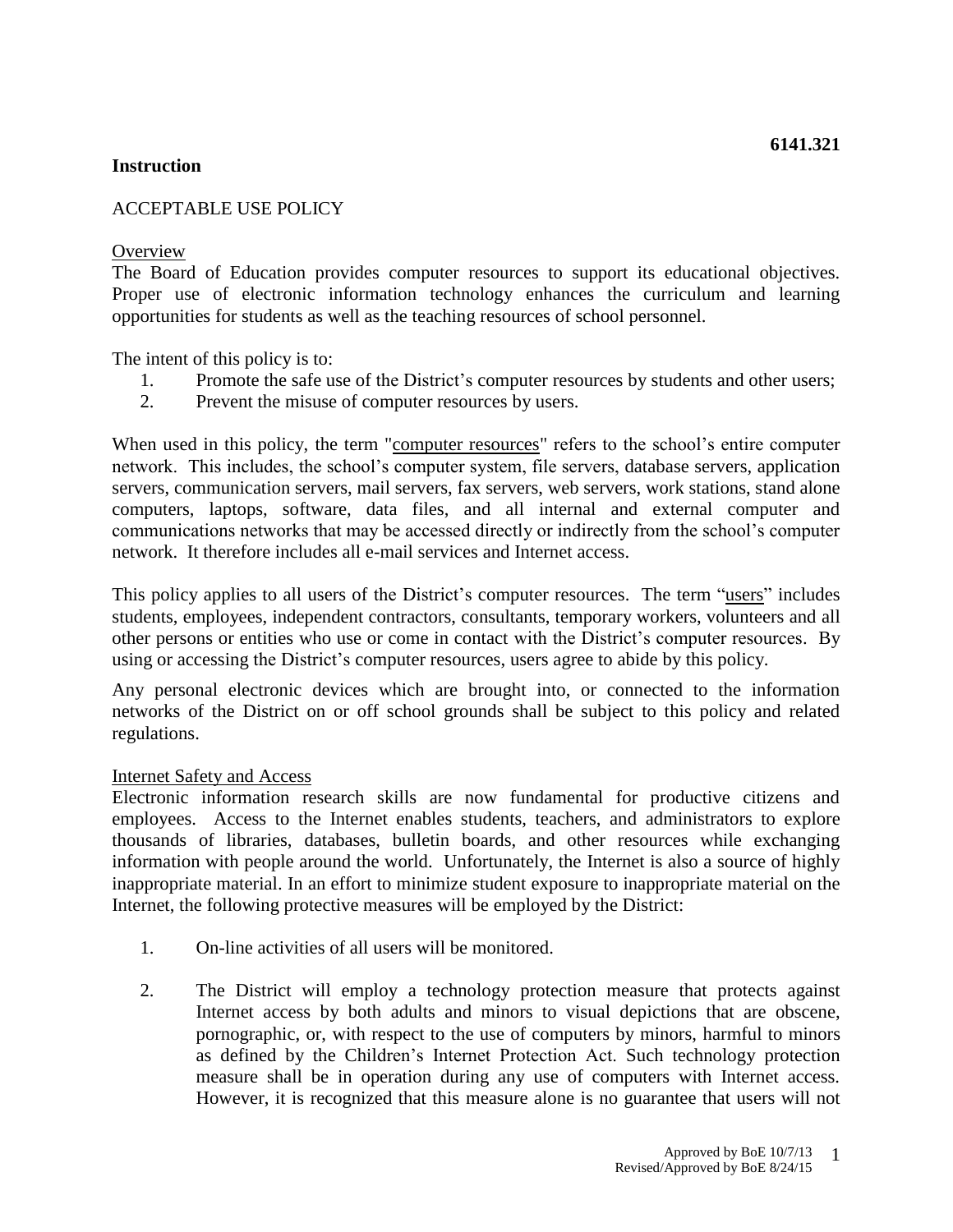**6141.321**

**Instruction**

ACCEPTABLE USE POLICY

<u>Overview</u>

The Board of Education provides computer resources to support its educational objectives. Proper use of electronic information technology enhances the curriculum and learning opportunities for students as well as the teaching resources of school personnel.

The intent of this policy is to:

1. Promote the safe use of the District's computer resources by students and other users;
2. Prevent the misuse of computer resources by users.

When used in this policy, the term "<u>computer resources</u>" refers to the school's entire computer network. This includes, the school's computer system, file servers, database servers, application servers, communication servers, mail servers, fax servers, web servers, work stations, stand alone computers, laptops, software, data files, and all internal and external computer and communications networks that may be accessed directly or indirectly from the school's computer network. It therefore includes all e-mail services and Internet access.

This policy applies to all users of the District's computer resources. The term "<u>users</u>" includes students, employees, independent contractors, consultants, temporary workers, volunteers and all other persons or entities who use or come in contact with the District's computer resources. By using or accessing the District's computer resources, users agree to abide by this policy.

Any personal electronic devices which are brought into, or connected to the information networks of the District on or off school grounds shall be subject to this policy and related regulations.

<u>Internet Safety and Access</u>

Electronic information research skills are now fundamental for productive citizens and employees. Access to the Internet enables students, teachers, and administrators to explore thousands of libraries, databases, bulletin boards, and other resources while exchanging information with people around the world. Unfortunately, the Internet is also a source of highly inappropriate material. In an effort to minimize student exposure to inappropriate material on the Internet, the following protective measures will be employed by the District:

1. On-line activities of all users will be monitored.

2. The District will employ a technology protection measure that protects against Internet access by both adults and minors to visual depictions that are obscene, pornographic, or, with respect to the use of computers by minors, harmful to minors as defined by the Children's Internet Protection Act. Such technology protection measure shall be in operation during any use of computers with Internet access. However, it is recognized that this measure alone is no guarantee that users will not

Approved by BoE 10/7/13
Revised/Approved by BoE 8/24/15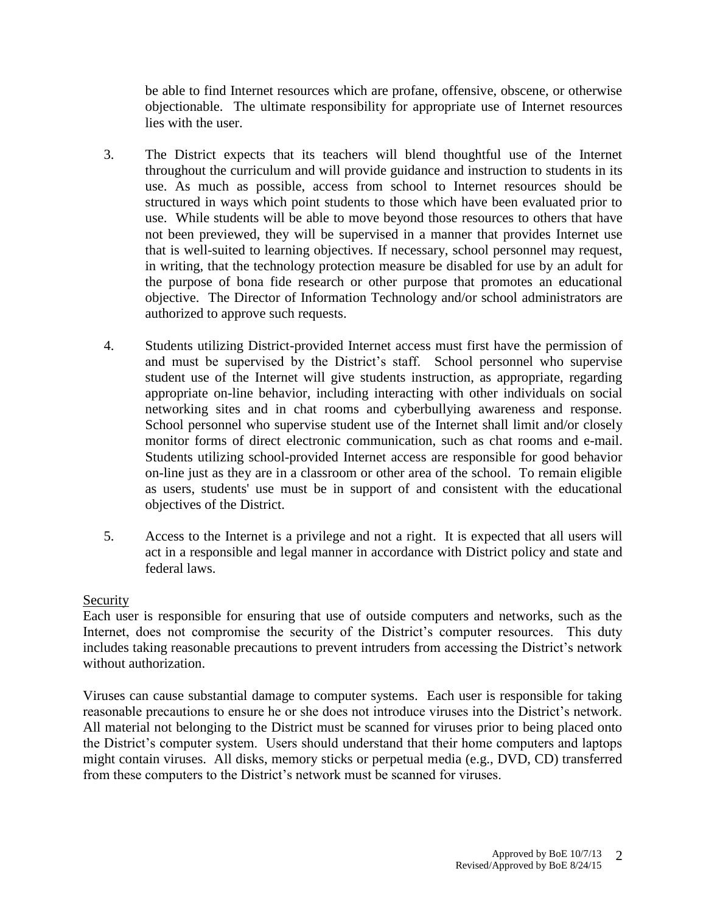be able to find Internet resources which are profane, offensive, obscene, or otherwise objectionable. The ultimate responsibility for appropriate use of Internet resources lies with the user.

3. The District expects that its teachers will blend thoughtful use of the Internet throughout the curriculum and will provide guidance and instruction to students in its use. As much as possible, access from school to Internet resources should be structured in ways which point students to those which have been evaluated prior to use. While students will be able to move beyond those resources to others that have not been previewed, they will be supervised in a manner that provides Internet use that is well-suited to learning objectives. If necessary, school personnel may request, in writing, that the technology protection measure be disabled for use by an adult for the purpose of bona fide research or other purpose that promotes an educational objective. The Director of Information Technology and/or school administrators are authorized to approve such requests.

4. Students utilizing District-provided Internet access must first have the permission of and must be supervised by the District's staff. School personnel who supervise student use of the Internet will give students instruction, as appropriate, regarding appropriate on-line behavior, including interacting with other individuals on social networking sites and in chat rooms and cyberbullying awareness and response. School personnel who supervise student use of the Internet shall limit and/or closely monitor forms of direct electronic communication, such as chat rooms and e-mail. Students utilizing school-provided Internet access are responsible for good behavior on-line just as they are in a classroom or other area of the school. To remain eligible as users, students' use must be in support of and consistent with the educational objectives of the District.

5. Access to the Internet is a privilege and not a right. It is expected that all users will act in a responsible and legal manner in accordance with District policy and state and federal laws.

Security

Each user is responsible for ensuring that use of outside computers and networks, such as the Internet, does not compromise the security of the District's computer resources. This duty includes taking reasonable precautions to prevent intruders from accessing the District's network without authorization.

Viruses can cause substantial damage to computer systems. Each user is responsible for taking reasonable precautions to ensure he or she does not introduce viruses into the District's network. All material not belonging to the District must be scanned for viruses prior to being placed onto the District's computer system. Users should understand that their home computers and laptops might contain viruses. All disks, memory sticks or perpetual media (e.g., DVD, CD) transferred from these computers to the District's network must be scanned for viruses.

Approved by BoE 10/7/13
Revised/Approved by BoE 8/24/15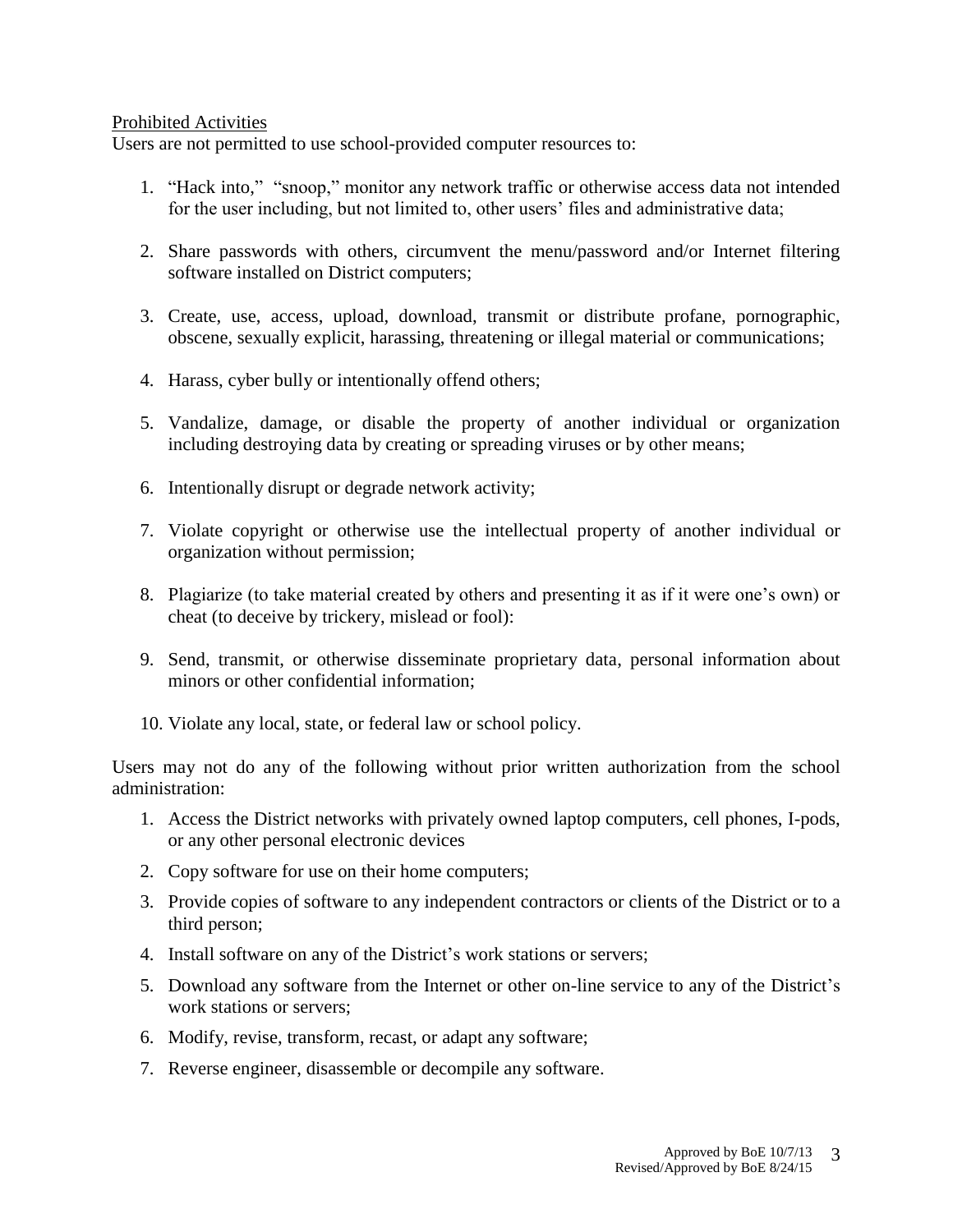Prohibited Activities

Users are not permitted to use school-provided computer resources to:

1. "Hack into," "snoop," monitor any network traffic or otherwise access data not intended for the user including, but not limited to, other users' files and administrative data;

2. Share passwords with others, circumvent the menu/password and/or Internet filtering software installed on District computers;

3. Create, use, access, upload, download, transmit or distribute profane, pornographic, obscene, sexually explicit, harassing, threatening or illegal material or communications;

4. Harass, cyber bully or intentionally offend others;

5. Vandalize, damage, or disable the property of another individual or organization including destroying data by creating or spreading viruses or by other means;

6. Intentionally disrupt or degrade network activity;

7. Violate copyright or otherwise use the intellectual property of another individual or organization without permission;

8. Plagiarize (to take material created by others and presenting it as if it were one's own) or cheat (to deceive by trickery, mislead or fool):

9. Send, transmit, or otherwise disseminate proprietary data, personal information about minors or other confidential information;

10. Violate any local, state, or federal law or school policy.

Users may not do any of the following without prior written authorization from the school administration:

1. Access the District networks with privately owned laptop computers, cell phones, I-pods, or any other personal electronic devices
2. Copy software for use on their home computers;
3. Provide copies of software to any independent contractors or clients of the District or to a third person;
4. Install software on any of the District's work stations or servers;
5. Download any software from the Internet or other on-line service to any of the District's work stations or servers;
6. Modify, revise, transform, recast, or adapt any software;
7. Reverse engineer, disassemble or decompile any software.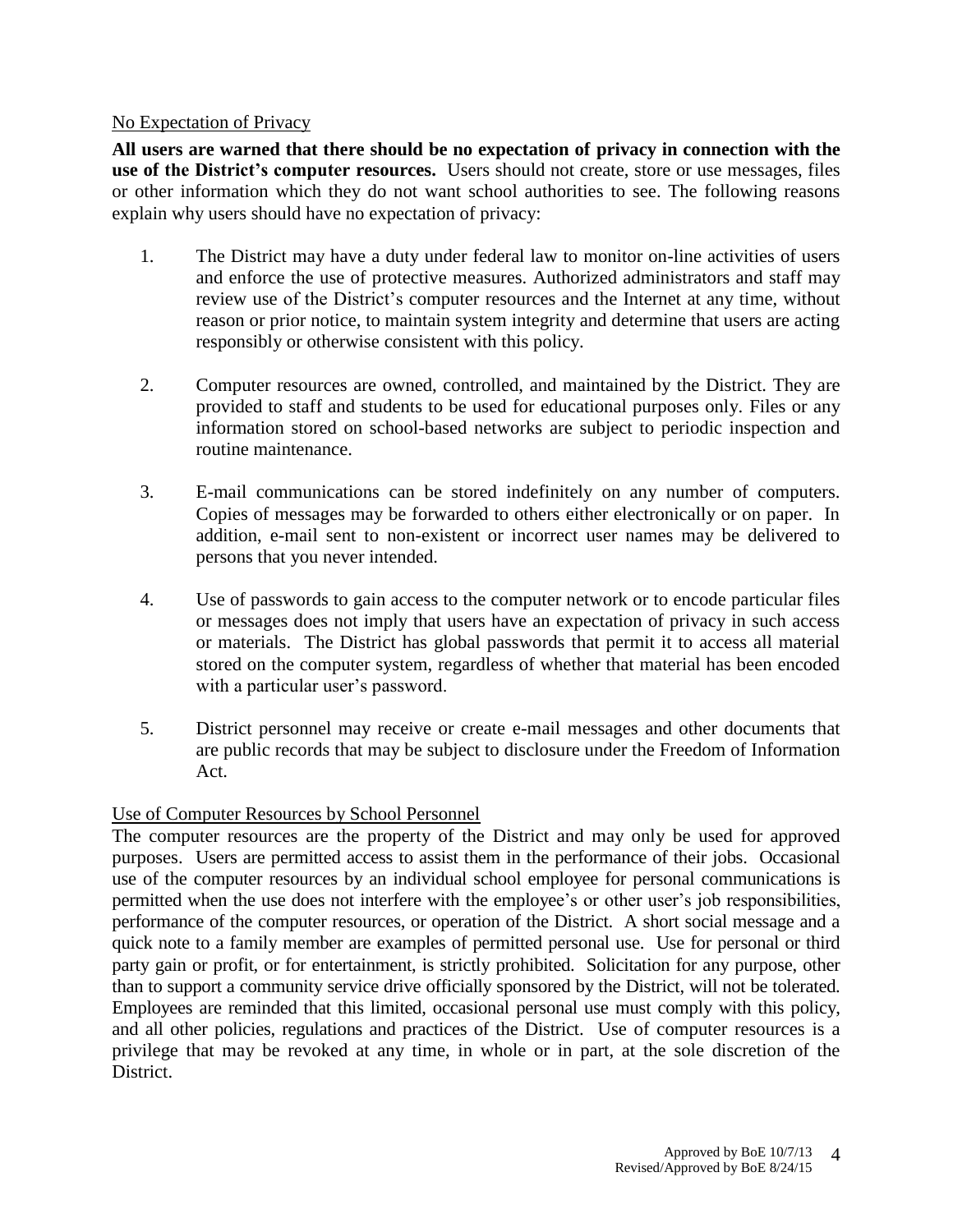## No Expectation of Privacy

**All users are warned that there should be no expectation of privacy in connection with the use of the District's computer resources.** Users should not create, store or use messages, files or other information which they do not want school authorities to see. The following reasons explain why users should have no expectation of privacy:

1. The District may have a duty under federal law to monitor on-line activities of users and enforce the use of protective measures. Authorized administrators and staff may review use of the District's computer resources and the Internet at any time, without reason or prior notice, to maintain system integrity and determine that users are acting responsibly or otherwise consistent with this policy.

2. Computer resources are owned, controlled, and maintained by the District. They are provided to staff and students to be used for educational purposes only. Files or any information stored on school-based networks are subject to periodic inspection and routine maintenance.

3. E-mail communications can be stored indefinitely on any number of computers. Copies of messages may be forwarded to others either electronically or on paper. In addition, e-mail sent to non-existent or incorrect user names may be delivered to persons that you never intended.

4. Use of passwords to gain access to the computer network or to encode particular files or messages does not imply that users have an expectation of privacy in such access or materials. The District has global passwords that permit it to access all material stored on the computer system, regardless of whether that material has been encoded with a particular user's password.

5. District personnel may receive or create e-mail messages and other documents that are public records that may be subject to disclosure under the Freedom of Information Act.

## Use of Computer Resources by School Personnel

The computer resources are the property of the District and may only be used for approved purposes. Users are permitted access to assist them in the performance of their jobs. Occasional use of the computer resources by an individual school employee for personal communications is permitted when the use does not interfere with the employee's or other user's job responsibilities, performance of the computer resources, or operation of the District. A short social message and a quick note to a family member are examples of permitted personal use. Use for personal or third party gain or profit, or for entertainment, is strictly prohibited. Solicitation for any purpose, other than to support a community service drive officially sponsored by the District, will not be tolerated. Employees are reminded that this limited, occasional personal use must comply with this policy, and all other policies, regulations and practices of the District. Use of computer resources is a privilege that may be revoked at any time, in whole or in part, at the sole discretion of the District.

Approved by BoE 10/7/13
Revised/Approved by BoE 8/24/15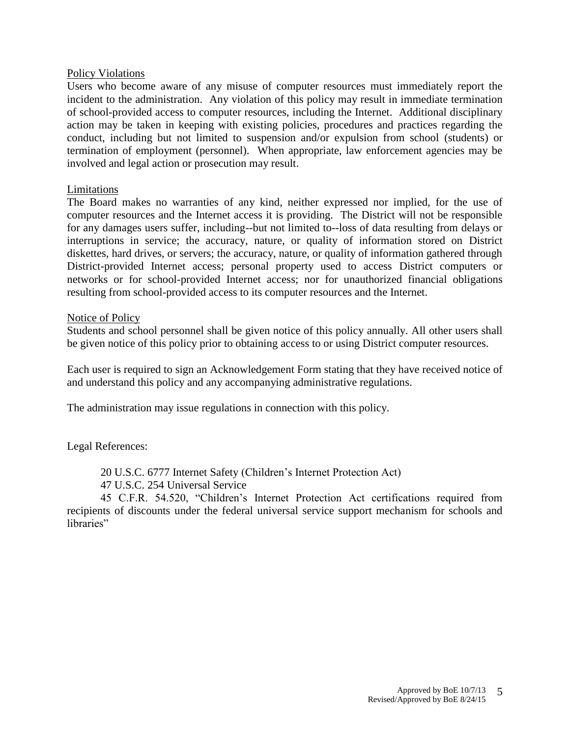## Policy Violations

Users who become aware of any misuse of computer resources must immediately report the incident to the administration. Any violation of this policy may result in immediate termination of school-provided access to computer resources, including the Internet. Additional disciplinary action may be taken in keeping with existing policies, procedures and practices regarding the conduct, including but not limited to suspension and/or expulsion from school (students) or termination of employment (personnel). When appropriate, law enforcement agencies may be involved and legal action or prosecution may result.

## Limitations

The Board makes no warranties of any kind, neither expressed nor implied, for the use of computer resources and the Internet access it is providing. The District will not be responsible for any damages users suffer, including--but not limited to--loss of data resulting from delays or interruptions in service; the accuracy, nature, or quality of information stored on District diskettes, hard drives, or servers; the accuracy, nature, or quality of information gathered through District-provided Internet access; personal property used to access District computers or networks or for school-provided Internet access; nor for unauthorized financial obligations resulting from school-provided access to its computer resources and the Internet.

## Notice of Policy

Students and school personnel shall be given notice of this policy annually. All other users shall be given notice of this policy prior to obtaining access to or using District computer resources.

Each user is required to sign an Acknowledgement Form stating that they have received notice of and understand this policy and any accompanying administrative regulations.

The administration may issue regulations in connection with this policy.

Legal References:

20 U.S.C. 6777 Internet Safety (Children's Internet Protection Act)

47 U.S.C. 254 Universal Service

45 C.F.R. 54.520, "Children's Internet Protection Act certifications required from recipients of discounts under the federal universal service support mechanism for schools and libraries"

Approved by BoE 10/7/13
Revised/Approved by BoE 8/24/15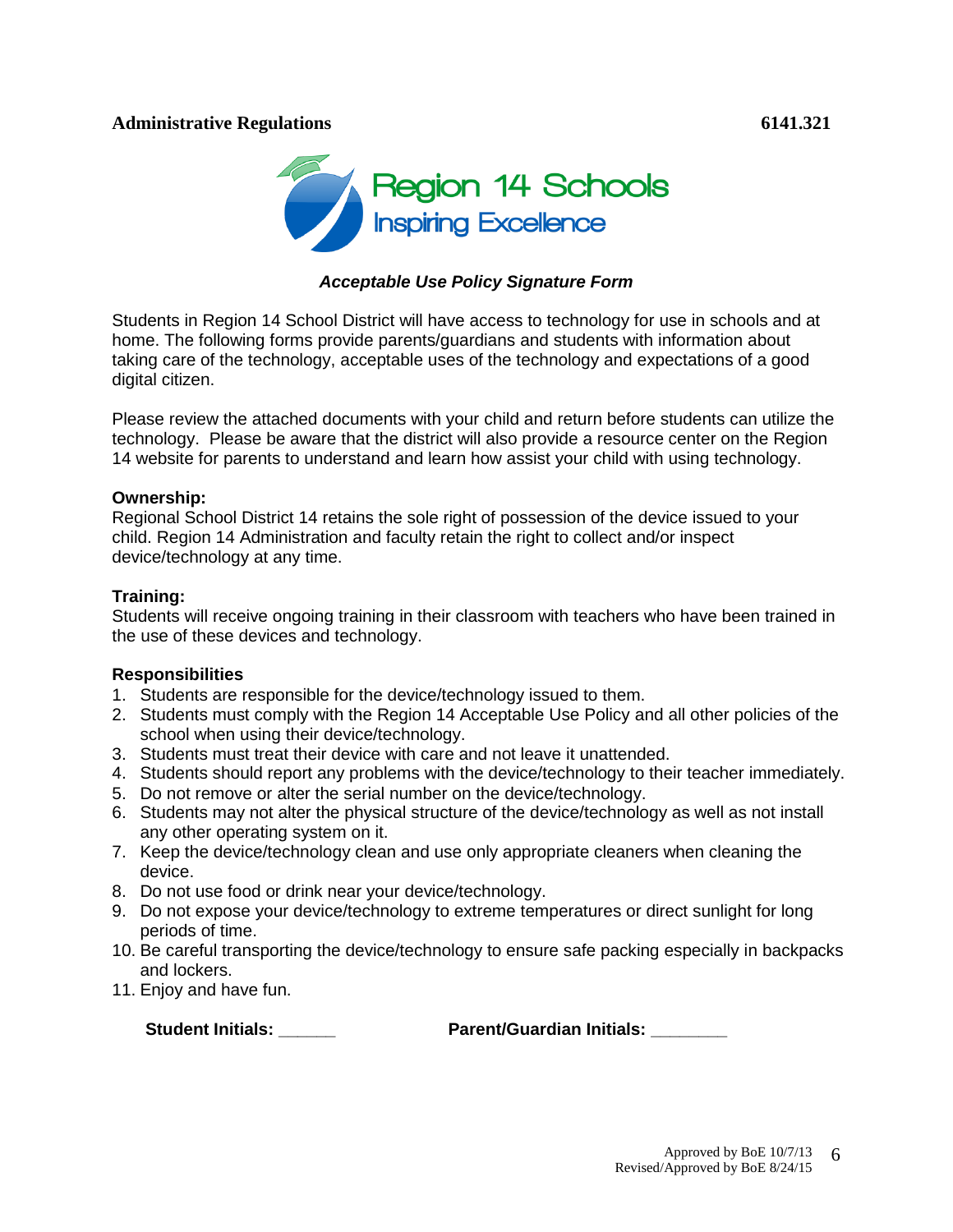**Administrative Regulations** **6141.321**

Region 14 Schools
Inspiring Excellence

***Acceptable Use Policy Signature Form***

Students in Region 14 School District will have access to technology for use in schools and at home. The following forms provide parents/guardians and students with information about taking care of the technology, acceptable uses of the technology and expectations of a good digital citizen.

Please review the attached documents with your child and return before students can utilize the technology. Please be aware that the district will also provide a resource center on the Region 14 website for parents to understand and learn how assist your child with using technology.

**Ownership:**
Regional School District 14 retains the sole right of possession of the device issued to your child. Region 14 Administration and faculty retain the right to collect and/or inspect device/technology at any time.

**Training:**
Students will receive ongoing training in their classroom with teachers who have been trained in the use of these devices and technology.

**Responsibilities**

1. Students are responsible for the device/technology issued to them.
2. Students must comply with the Region 14 Acceptable Use Policy and all other policies of the school when using their device/technology.
3. Students must treat their device with care and not leave it unattended.
4. Students should report any problems with the device/technology to their teacher immediately.
5. Do not remove or alter the serial number on the device/technology.
6. Students may not alter the physical structure of the device/technology as well as not install any other operating system on it.
7. Keep the device/technology clean and use only appropriate cleaners when cleaning the device.
8. Do not use food or drink near your device/technology.
9. Do not expose your device/technology to extreme temperatures or direct sunlight for long periods of time.
10. Be careful transporting the device/technology to ensure safe packing especially in backpacks and lockers.
11. Enjoy and have fun.

**Student Initials: ______** **Parent/Guardian Initials: ________**

Approved by BoE 10/7/13
Revised/Approved by BoE 8/24/15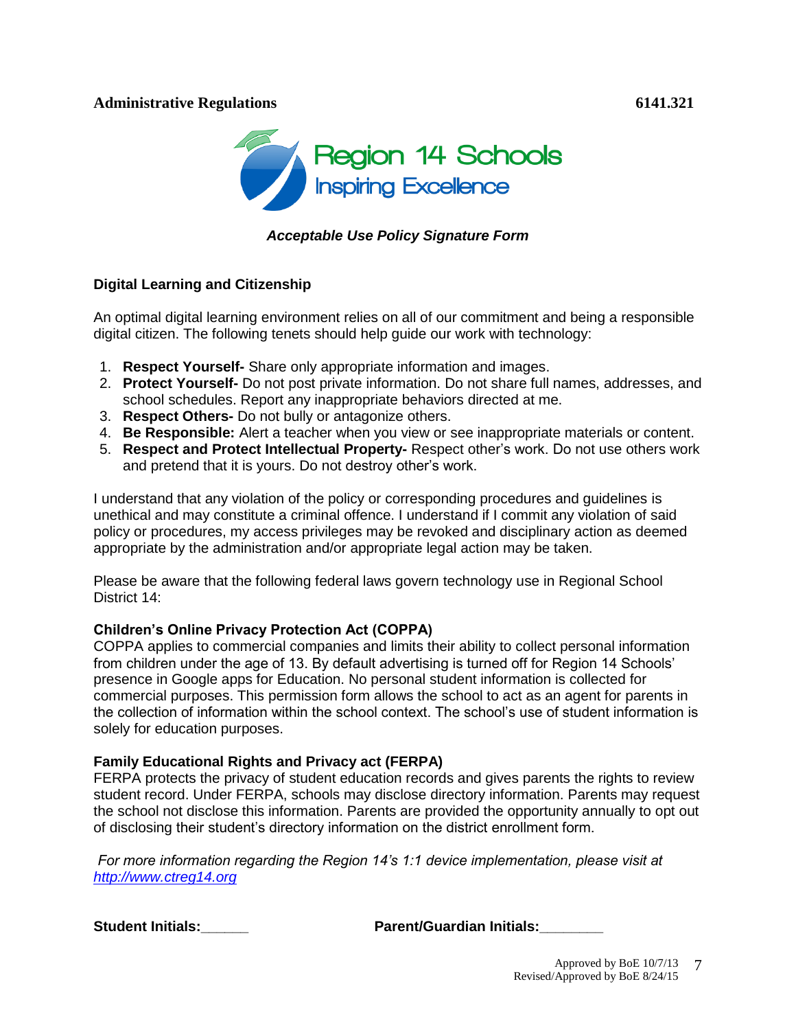**Administrative Regulations** **6141.321**

Region 14 Schools
Inspiring Excellence

***Acceptable Use Policy Signature Form***

**Digital Learning and Citizenship**

An optimal digital learning environment relies on all of our commitment and being a responsible digital citizen. The following tenets should help guide our work with technology:

1. **Respect Yourself-** Share only appropriate information and images.
2. **Protect Yourself-** Do not post private information. Do not share full names, addresses, and school schedules. Report any inappropriate behaviors directed at me.
3. **Respect Others-** Do not bully or antagonize others.
4. **Be Responsible:** Alert a teacher when you view or see inappropriate materials or content.
5. **Respect and Protect Intellectual Property-** Respect other's work. Do not use others work and pretend that it is yours. Do not destroy other's work.

I understand that any violation of the policy or corresponding procedures and guidelines is unethical and may constitute a criminal offence. I understand if I commit any violation of said policy or procedures, my access privileges may be revoked and disciplinary action as deemed appropriate by the administration and/or appropriate legal action may be taken.

Please be aware that the following federal laws govern technology use in Regional School District 14:

**Children's Online Privacy Protection Act (COPPA)**
COPPA applies to commercial companies and limits their ability to collect personal information from children under the age of 13. By default advertising is turned off for Region 14 Schools' presence in Google apps for Education. No personal student information is collected for commercial purposes. This permission form allows the school to act as an agent for parents in the collection of information within the school context. The school's use of student information is solely for education purposes.

**Family Educational Rights and Privacy act (FERPA)**
FERPA protects the privacy of student education records and gives parents the rights to review student record. Under FERPA, schools may disclose directory information. Parents may request the school not disclose this information. Parents are provided the opportunity annually to opt out of disclosing their student's directory information on the district enrollment form.

*For more information regarding the Region 14's 1:1 device implementation, please visit at [http://www.ctreg14.org](http://www.ctreg14.org)*

**Student Initials:______** **Parent/Guardian Initials:________**

Approved by BoE 10/7/13
Revised/Approved by BoE 8/24/15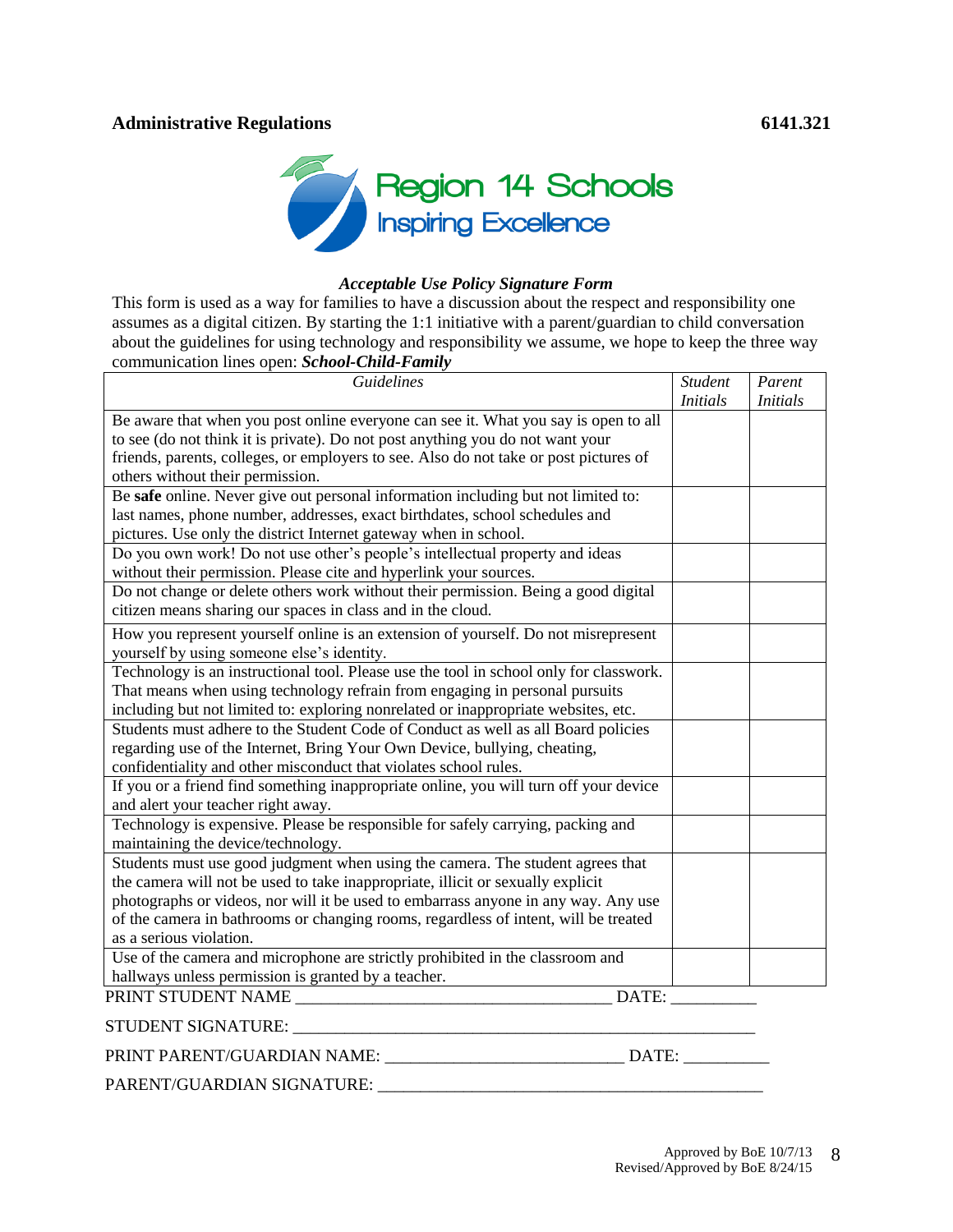**Administrative Regulations** **6141.321**

Region 14 Schools
Inspiring Excellence

***Acceptable Use Policy Signature Form***

This form is used as a way for families to have a discussion about the respect and responsibility one assumes as a digital citizen. By starting the 1:1 initiative with a parent/guardian to child conversation about the guidelines for using technology and responsibility we assume, we hope to keep the three way communication lines open: ***School-Child-Family***

| *Guidelines* | *Student Initials* | *Parent Initials* |
|---|---|---|
| Be aware that when you post online everyone can see it. What you say is open to all to see (do not think it is private). Do not post anything you do not want your friends, parents, colleges, or employers to see. Also do not take or post pictures of others without their permission. | | |
| Be **safe** online. Never give out personal information including but not limited to: last names, phone number, addresses, exact birthdates, school schedules and pictures. Use only the district Internet gateway when in school. | | |
| Do you own work! Do not use other's people's intellectual property and ideas without their permission. Please cite and hyperlink your sources. | | |
| Do not change or delete others work without their permission. Being a good digital citizen means sharing our spaces in class and in the cloud. | | |
| How you represent yourself online is an extension of yourself. Do not misrepresent yourself by using someone else's identity. | | |
| Technology is an instructional tool. Please use the tool in school only for classwork. That means when using technology refrain from engaging in personal pursuits including but not limited to: exploring nonrelated or inappropriate websites, etc. | | |
| Students must adhere to the Student Code of Conduct as well as all Board policies regarding use of the Internet, Bring Your Own Device, bullying, cheating, confidentiality and other misconduct that violates school rules. | | |
| If you or a friend find something inappropriate online, you will turn off your device and alert your teacher right away. | | |
| Technology is expensive. Please be responsible for safely carrying, packing and maintaining the device/technology. | | |
| Students must use good judgment when using the camera. The student agrees that the camera will not be used to take inappropriate, illicit or sexually explicit photographs or videos, nor will it be used to embarrass anyone in any way. Any use of the camera in bathrooms or changing rooms, regardless of intent, will be treated as a serious violation. | | |
| Use of the camera and microphone are strictly prohibited in the classroom and hallways unless permission is granted by a teacher. | | |

PRINT STUDENT NAME _____________________________________ DATE: __________

STUDENT SIGNATURE: _______________________________________________________

PRINT PARENT/GUARDIAN NAME: ___________________________ DATE: __________

PARENT/GUARDIAN SIGNATURE: _____________________________________________

Approved by BoE 10/7/13
Revised/Approved by BoE 8/24/15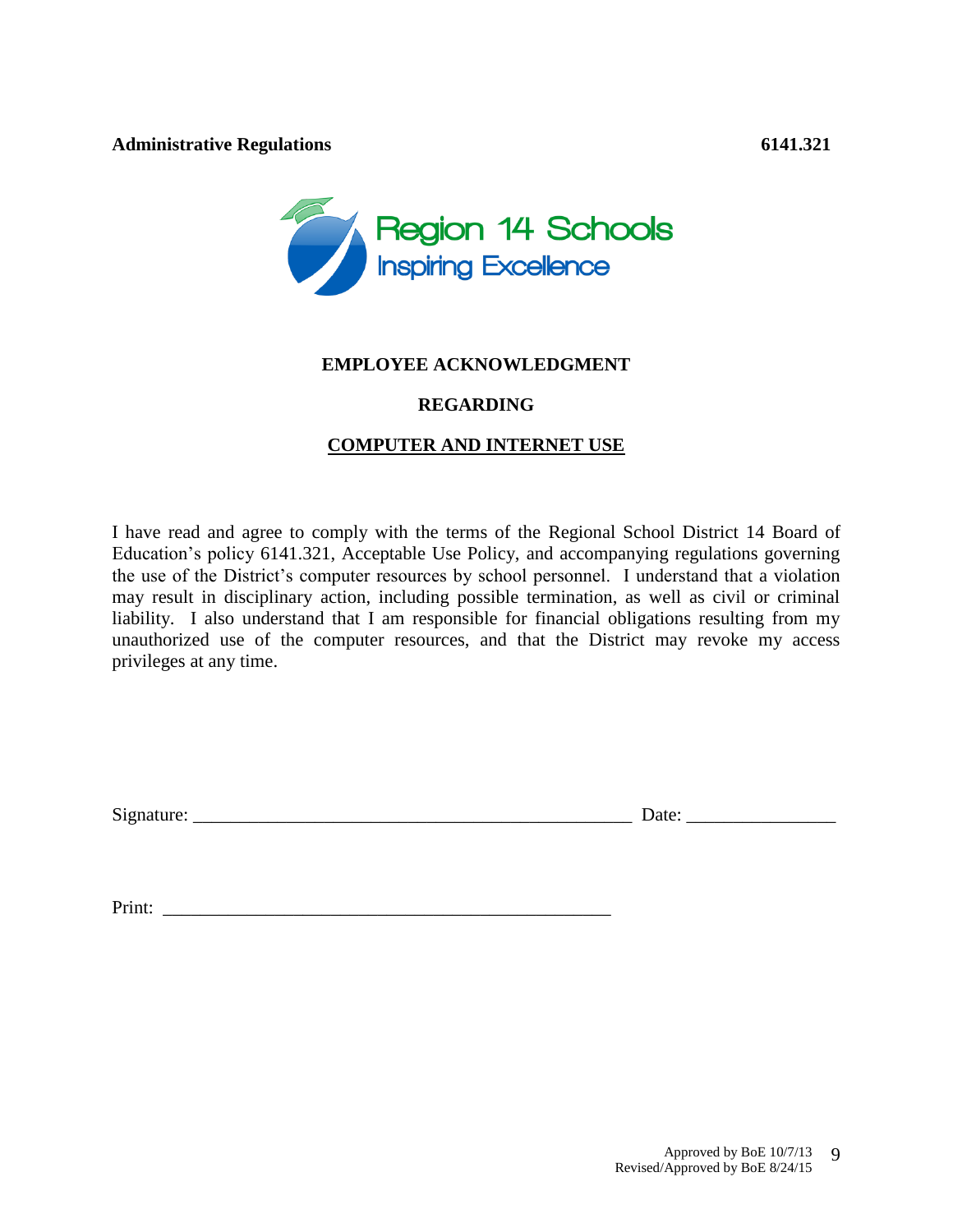**Administrative Regulations** **6141.321**

Region 14 Schools
Inspiring Excellence

**EMPLOYEE ACKNOWLEDGMENT**

**REGARDING**

**COMPUTER AND INTERNET USE**

I have read and agree to comply with the terms of the Regional School District 14 Board of Education's policy 6141.321, Acceptable Use Policy, and accompanying regulations governing the use of the District's computer resources by school personnel. I understand that a violation may result in disciplinary action, including possible termination, as well as civil or criminal liability. I also understand that I am responsible for financial obligations resulting from my unauthorized use of the computer resources, and that the District may revoke my access privileges at any time.

Signature: ________________________________________________ Date: ________________

Print: __________________________________________________

Approved by BoE 10/7/13
Revised/Approved by BoE 8/24/15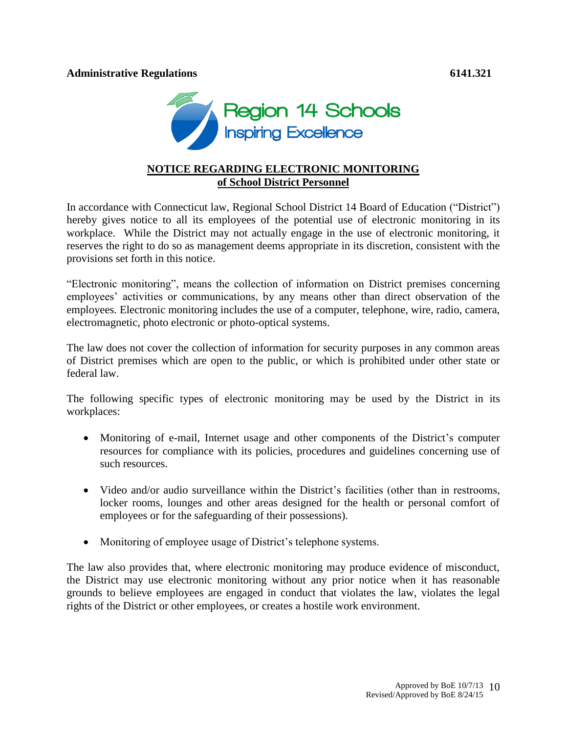**Administrative Regulations** **6141.321**

Region 14 Schools
Inspiring Excellence

## NOTICE REGARDING ELECTRONIC MONITORING of School District Personnel

In accordance with Connecticut law, Regional School District 14 Board of Education ("District") hereby gives notice to all its employees of the potential use of electronic monitoring in its workplace. While the District may not actually engage in the use of electronic monitoring, it reserves the right to do so as management deems appropriate in its discretion, consistent with the provisions set forth in this notice.

"Electronic monitoring", means the collection of information on District premises concerning employees' activities or communications, by any means other than direct observation of the employees. Electronic monitoring includes the use of a computer, telephone, wire, radio, camera, electromagnetic, photo electronic or photo-optical systems.

The law does not cover the collection of information for security purposes in any common areas of District premises which are open to the public, or which is prohibited under other state or federal law.

The following specific types of electronic monitoring may be used by the District in its workplaces:

- Monitoring of e-mail, Internet usage and other components of the District's computer resources for compliance with its policies, procedures and guidelines concerning use of such resources.
- Video and/or audio surveillance within the District's facilities (other than in restrooms, locker rooms, lounges and other areas designed for the health or personal comfort of employees or for the safeguarding of their possessions).
- Monitoring of employee usage of District's telephone systems.

The law also provides that, where electronic monitoring may produce evidence of misconduct, the District may use electronic monitoring without any prior notice when it has reasonable grounds to believe employees are engaged in conduct that violates the law, violates the legal rights of the District or other employees, or creates a hostile work environment.

Approved by BoE 10/7/13
Revised/Approved by BoE 8/24/15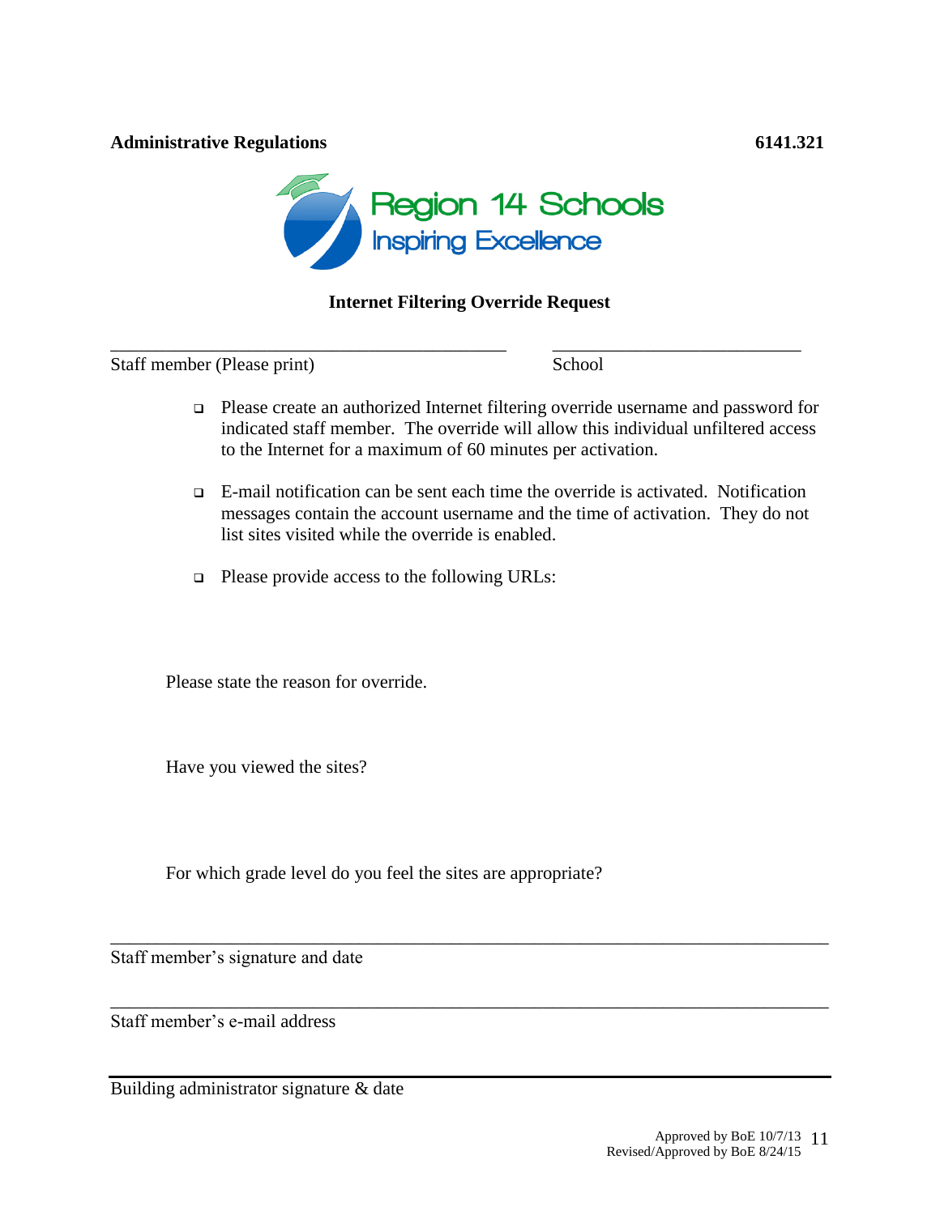**Administrative Regulations** **6141.321**

Region 14 Schools
Inspiring Excellence

## Internet Filtering Override Request

\_\_\_\_\_\_\_\_\_\_\_\_\_\_\_\_\_\_\_\_\_\_\_\_\_\_\_\_\_\_\_\_\_\_\_\_\_\_\_\_\_\_\_\_ \_\_\_\_\_\_\_\_\_\_\_\_\_\_\_\_\_\_\_\_\_\_\_\_\_\_\_\_

Staff member (Please print) School

- ❑ Please create an authorized Internet filtering override username and password for indicated staff member. The override will allow this individual unfiltered access to the Internet for a maximum of 60 minutes per activation.

- ❑ E-mail notification can be sent each time the override is activated. Notification messages contain the account username and the time of activation. They do not list sites visited while the override is enabled.

- ❑ Please provide access to the following URLs:

Please state the reason for override.

Have you viewed the sites?

For which grade level do you feel the sites are appropriate?

\_\_\_\_\_\_\_\_\_\_\_\_\_\_\_\_\_\_\_\_\_\_\_\_\_\_\_\_\_\_\_\_\_\_\_\_\_\_\_\_\_\_\_\_\_\_\_\_\_\_\_\_\_\_\_\_\_\_\_\_\_\_\_\_\_\_\_\_\_\_\_\_

Staff member's signature and date

\_\_\_\_\_\_\_\_\_\_\_\_\_\_\_\_\_\_\_\_\_\_\_\_\_\_\_\_\_\_\_\_\_\_\_\_\_\_\_\_\_\_\_\_\_\_\_\_\_\_\_\_\_\_\_\_\_\_\_\_\_\_\_\_\_\_\_\_\_\_\_\_

Staff member's e-mail address

\_\_\_\_\_\_\_\_\_\_\_\_\_\_\_\_\_\_\_\_\_\_\_\_\_\_\_\_\_\_\_\_\_\_\_\_\_\_\_\_\_\_\_\_\_\_\_\_\_\_\_\_\_\_\_\_\_\_\_\_\_\_\_\_\_\_\_\_\_\_\_\_

Building administrator signature & date

Approved by BoE 10/7/13
Revised/Approved by BoE 8/24/15